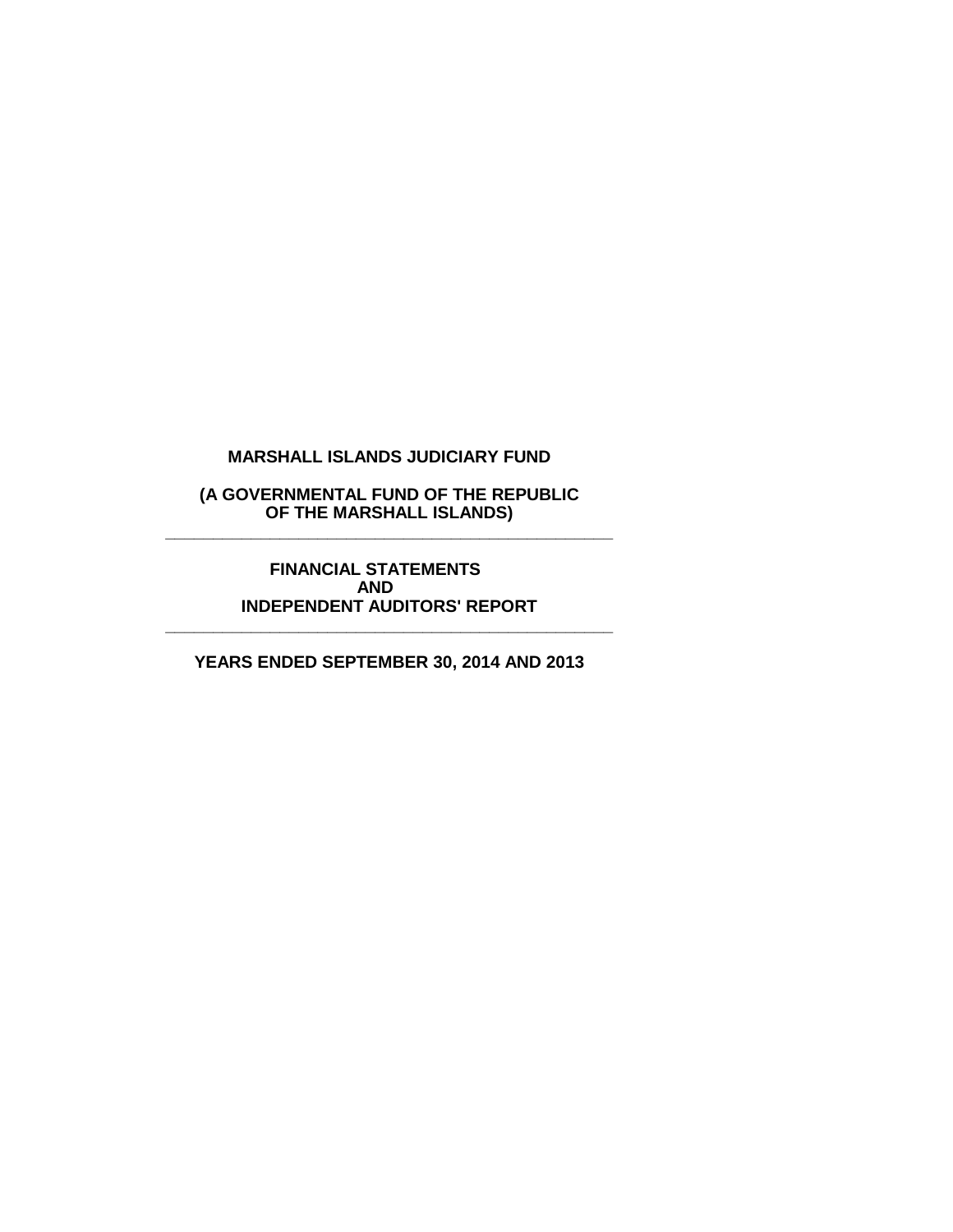# MARSHALL ISLANDS JUDICIARY FUND

**(A GOVERNMENTAL FUND OF THE REPUBLIC OF THE MARSHALL ISLANDS)**

---

**FINANCIAL STATEMENTS AND INDEPENDENT AUDITORS' REPORT**

---

**YEARS ENDED SEPTEMBER 30, 2014 AND 2013**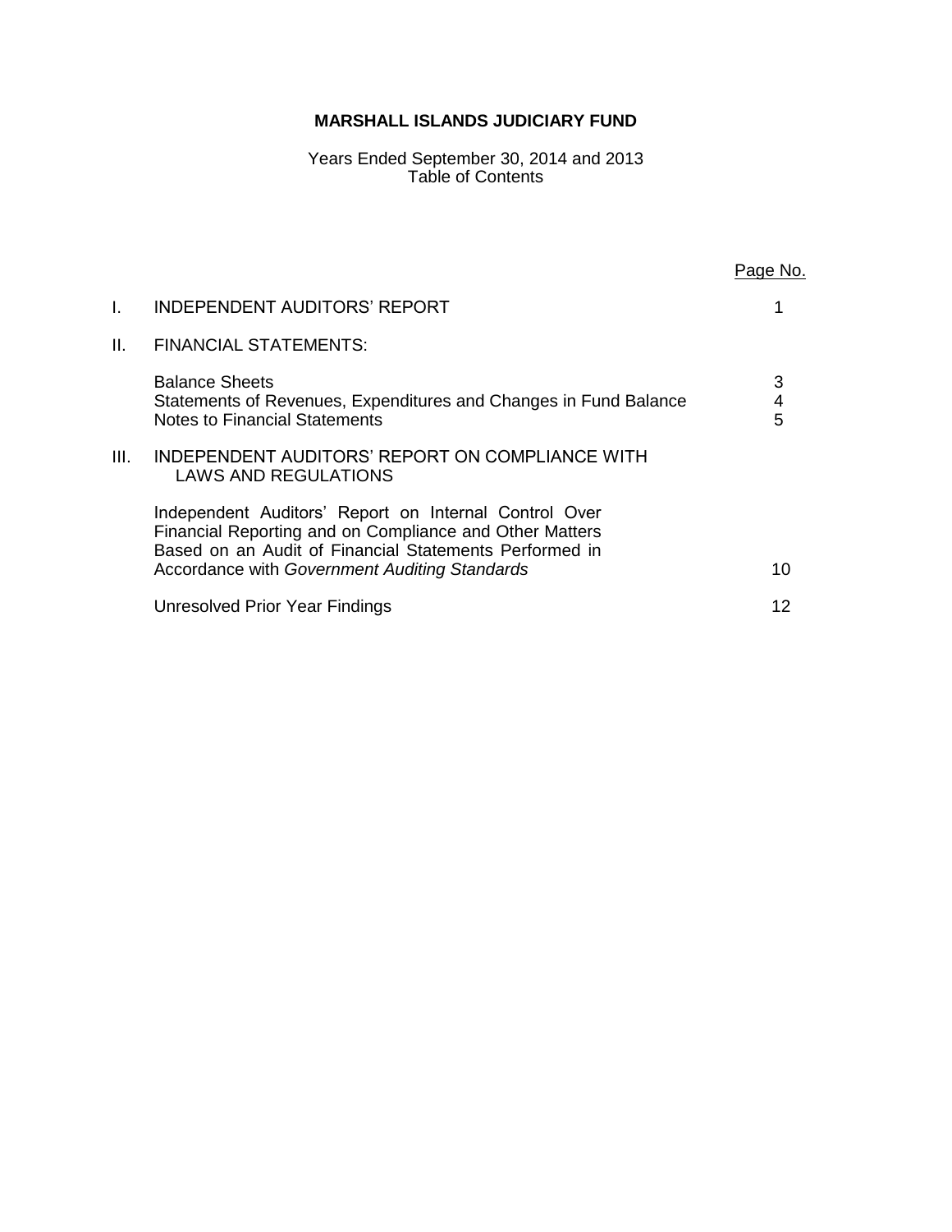# MARSHALL ISLANDS JUDICIARY FUND

Years Ended September 30, 2014 and 2013
Table of Contents

| | | Page No. |
|---|---|---|
| I. | INDEPENDENT AUDITORS' REPORT | 1 |
| II. | FINANCIAL STATEMENTS: | |
| | Balance Sheets | 3 |
| | Statements of Revenues, Expenditures and Changes in Fund Balance | 4 |
| | Notes to Financial Statements | 5 |
| III. | INDEPENDENT AUDITORS' REPORT ON COMPLIANCE WITH LAWS AND REGULATIONS | |
| | Independent Auditors' Report on Internal Control Over Financial Reporting and on Compliance and Other Matters Based on an Audit of Financial Statements Performed in Accordance with *Government Auditing Standards* | 10 |
| | Unresolved Prior Year Findings | 12 |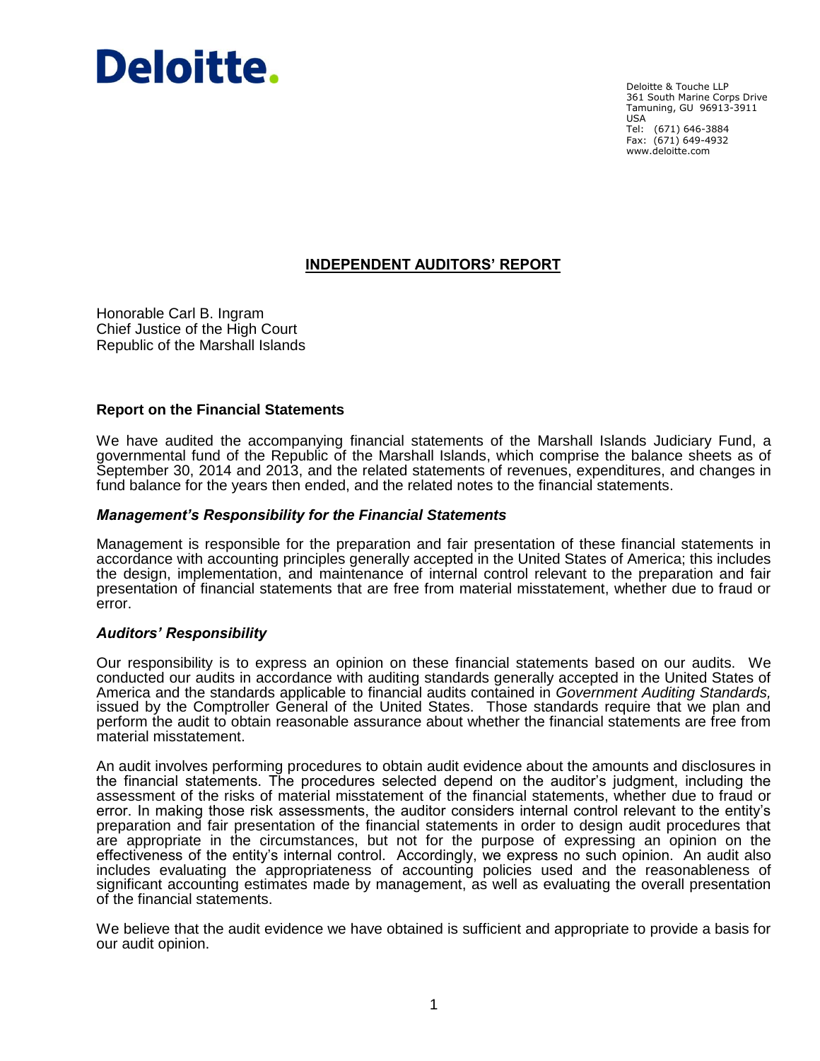Deloitte.

Deloitte & Touche LLP
361 South Marine Corps Drive
Tamuning, GU 96913-3911
USA
Tel: (671) 646-3884
Fax: (671) 649-4932
www.deloitte.com

## INDEPENDENT AUDITORS' REPORT

Honorable Carl B. Ingram
Chief Justice of the High Court
Republic of the Marshall Islands

### Report on the Financial Statements

We have audited the accompanying financial statements of the Marshall Islands Judiciary Fund, a governmental fund of the Republic of the Marshall Islands, which comprise the balance sheets as of September 30, 2014 and 2013, and the related statements of revenues, expenditures, and changes in fund balance for the years then ended, and the related notes to the financial statements.

### *Management's Responsibility for the Financial Statements*

Management is responsible for the preparation and fair presentation of these financial statements in accordance with accounting principles generally accepted in the United States of America; this includes the design, implementation, and maintenance of internal control relevant to the preparation and fair presentation of financial statements that are free from material misstatement, whether due to fraud or error.

### *Auditors' Responsibility*

Our responsibility is to express an opinion on these financial statements based on our audits. We conducted our audits in accordance with auditing standards generally accepted in the United States of America and the standards applicable to financial audits contained in *Government Auditing Standards,* issued by the Comptroller General of the United States. Those standards require that we plan and perform the audit to obtain reasonable assurance about whether the financial statements are free from material misstatement.

An audit involves performing procedures to obtain audit evidence about the amounts and disclosures in the financial statements. The procedures selected depend on the auditor's judgment, including the assessment of the risks of material misstatement of the financial statements, whether due to fraud or error. In making those risk assessments, the auditor considers internal control relevant to the entity's preparation and fair presentation of the financial statements in order to design audit procedures that are appropriate in the circumstances, but not for the purpose of expressing an opinion on the effectiveness of the entity's internal control. Accordingly, we express no such opinion. An audit also includes evaluating the appropriateness of accounting policies used and the reasonableness of significant accounting estimates made by management, as well as evaluating the overall presentation of the financial statements.

We believe that the audit evidence we have obtained is sufficient and appropriate to provide a basis for our audit opinion.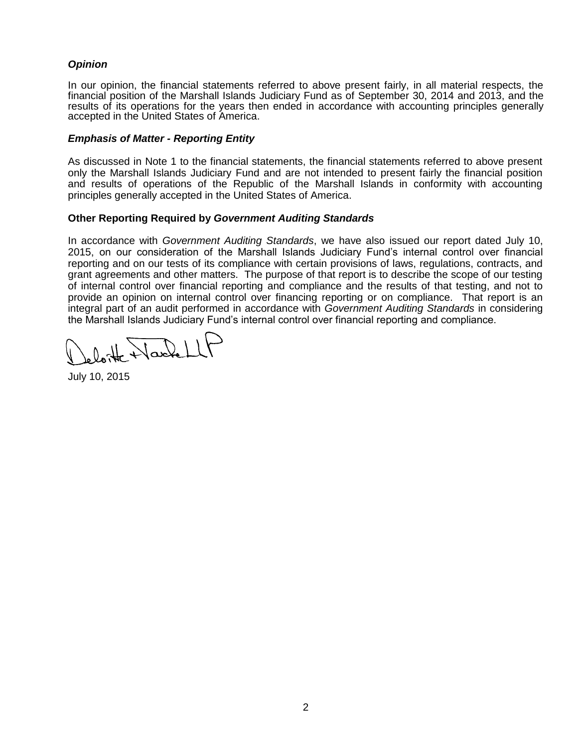### *Opinion*

In our opinion, the financial statements referred to above present fairly, in all material respects, the financial position of the Marshall Islands Judiciary Fund as of September 30, 2014 and 2013, and the results of its operations for the years then ended in accordance with accounting principles generally accepted in the United States of America.

### *Emphasis of Matter - Reporting Entity*

As discussed in Note 1 to the financial statements, the financial statements referred to above present only the Marshall Islands Judiciary Fund and are not intended to present fairly the financial position and results of operations of the Republic of the Marshall Islands in conformity with accounting principles generally accepted in the United States of America.

### Other Reporting Required by *Government Auditing Standards*

In accordance with *Government Auditing Standards*, we have also issued our report dated July 10, 2015, on our consideration of the Marshall Islands Judiciary Fund's internal control over financial reporting and on our tests of its compliance with certain provisions of laws, regulations, contracts, and grant agreements and other matters. The purpose of that report is to describe the scope of our testing of internal control over financial reporting and compliance and the results of that testing, and not to provide an opinion on internal control over financing reporting or on compliance. That report is an integral part of an audit performed in accordance with *Government Auditing Standards* in considering the Marshall Islands Judiciary Fund's internal control over financial reporting and compliance.

Deloitte + Touche LLP

July 10, 2015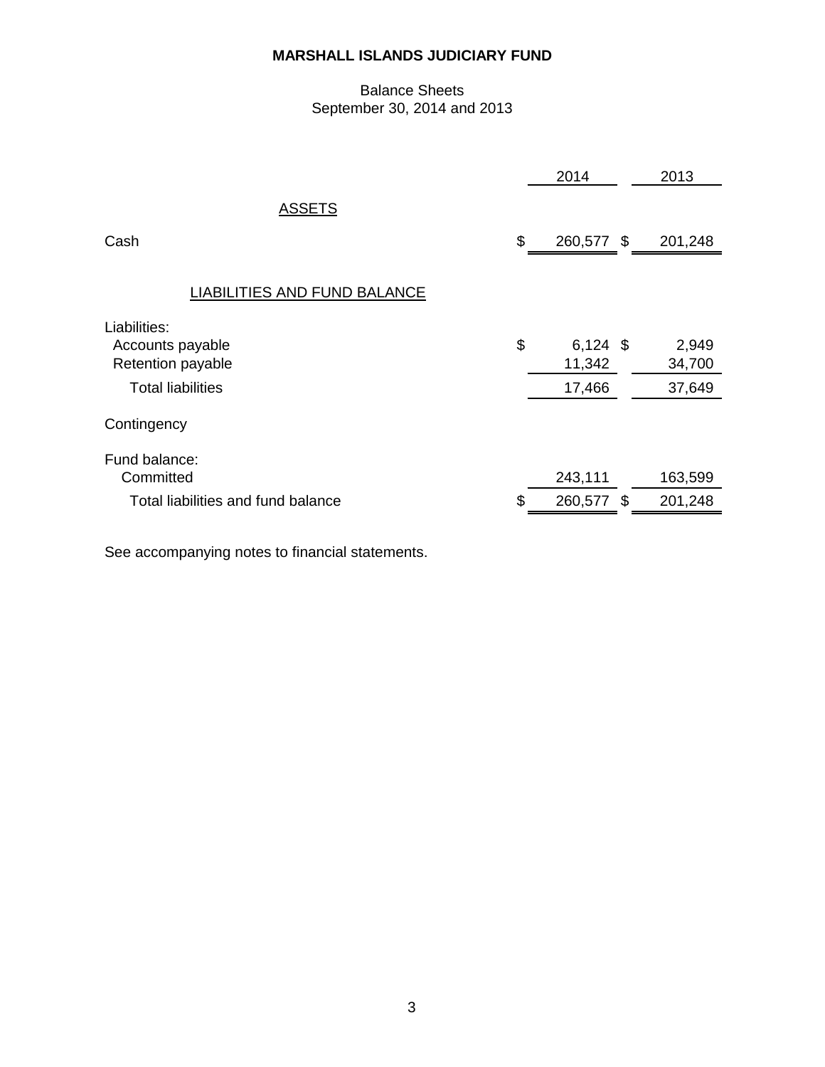# MARSHALL ISLANDS JUDICIARY FUND

Balance Sheets
September 30, 2014 and 2013

| | 2014 | 2013 |
|---|---|---|
| **ASSETS** | | |
| Cash | $ 260,577 | $ 201,248 |
| **LIABILITIES AND FUND BALANCE** | | |
| Liabilities: | | |
| Accounts payable | $ 6,124 | $ 2,949 |
| Retention payable | 11,342 | 34,700 |
| Total liabilities | 17,466 | 37,649 |
| Contingency | | |
| Fund balance: | | |
| Committed | 243,111 | 163,599 |
| Total liabilities and fund balance | $ 260,577 | $ 201,248 |

See accompanying notes to financial statements.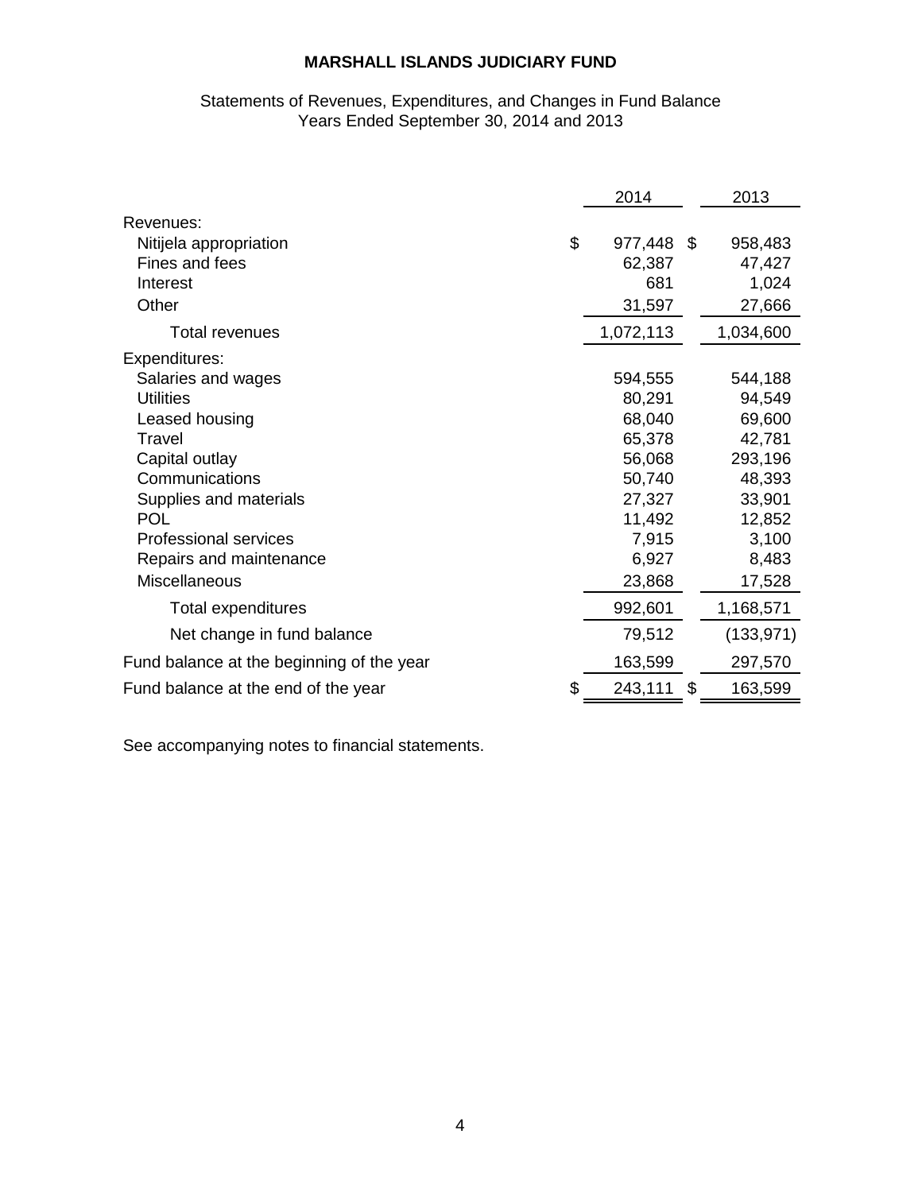**MARSHALL ISLANDS JUDICIARY FUND**

Statements of Revenues, Expenditures, and Changes in Fund Balance
Years Ended September 30, 2014 and 2013

| | 2014 | 2013 |
|---|---|---|
| Revenues: | | |
| Nitijela appropriation | $ 977,448 | $ 958,483 |
| Fines and fees | 62,387 | 47,427 |
| Interest | 681 | 1,024 |
| Other | 31,597 | 27,666 |
| Total revenues | 1,072,113 | 1,034,600 |
| Expenditures: | | |
| Salaries and wages | 594,555 | 544,188 |
| Utilities | 80,291 | 94,549 |
| Leased housing | 68,040 | 69,600 |
| Travel | 65,378 | 42,781 |
| Capital outlay | 56,068 | 293,196 |
| Communications | 50,740 | 48,393 |
| Supplies and materials | 27,327 | 33,901 |
| POL | 11,492 | 12,852 |
| Professional services | 7,915 | 3,100 |
| Repairs and maintenance | 6,927 | 8,483 |
| Miscellaneous | 23,868 | 17,528 |
| Total expenditures | 992,601 | 1,168,571 |
| Net change in fund balance | 79,512 | (133,971) |
| Fund balance at the beginning of the year | 163,599 | 297,570 |
| Fund balance at the end of the year | $ 243,111 | $ 163,599 |

See accompanying notes to financial statements.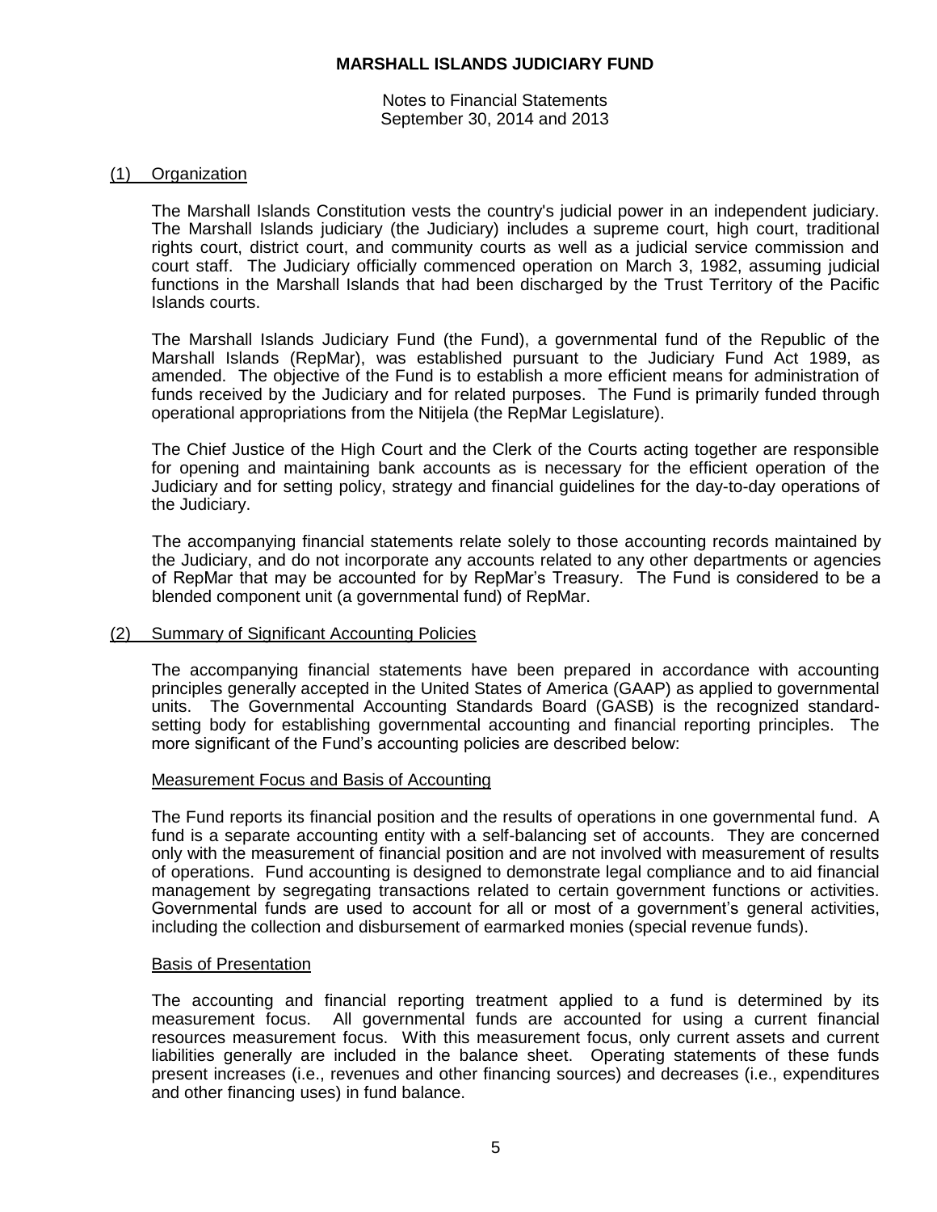# MARSHALL ISLANDS JUDICIARY FUND

Notes to Financial Statements
September 30, 2014 and 2013

## (1) Organization

The Marshall Islands Constitution vests the country's judicial power in an independent judiciary. The Marshall Islands judiciary (the Judiciary) includes a supreme court, high court, traditional rights court, district court, and community courts as well as a judicial service commission and court staff. The Judiciary officially commenced operation on March 3, 1982, assuming judicial functions in the Marshall Islands that had been discharged by the Trust Territory of the Pacific Islands courts.

The Marshall Islands Judiciary Fund (the Fund), a governmental fund of the Republic of the Marshall Islands (RepMar), was established pursuant to the Judiciary Fund Act 1989, as amended. The objective of the Fund is to establish a more efficient means for administration of funds received by the Judiciary and for related purposes. The Fund is primarily funded through operational appropriations from the Nitijela (the RepMar Legislature).

The Chief Justice of the High Court and the Clerk of the Courts acting together are responsible for opening and maintaining bank accounts as is necessary for the efficient operation of the Judiciary and for setting policy, strategy and financial guidelines for the day-to-day operations of the Judiciary.

The accompanying financial statements relate solely to those accounting records maintained by the Judiciary, and do not incorporate any accounts related to any other departments or agencies of RepMar that may be accounted for by RepMar's Treasury. The Fund is considered to be a blended component unit (a governmental fund) of RepMar.

## (2) Summary of Significant Accounting Policies

The accompanying financial statements have been prepared in accordance with accounting principles generally accepted in the United States of America (GAAP) as applied to governmental units. The Governmental Accounting Standards Board (GASB) is the recognized standard-setting body for establishing governmental accounting and financial reporting principles. The more significant of the Fund's accounting policies are described below:

### Measurement Focus and Basis of Accounting

The Fund reports its financial position and the results of operations in one governmental fund. A fund is a separate accounting entity with a self-balancing set of accounts. They are concerned only with the measurement of financial position and are not involved with measurement of results of operations. Fund accounting is designed to demonstrate legal compliance and to aid financial management by segregating transactions related to certain government functions or activities. Governmental funds are used to account for all or most of a government's general activities, including the collection and disbursement of earmarked monies (special revenue funds).

### Basis of Presentation

The accounting and financial reporting treatment applied to a fund is determined by its measurement focus. All governmental funds are accounted for using a current financial resources measurement focus. With this measurement focus, only current assets and current liabilities generally are included in the balance sheet. Operating statements of these funds present increases (i.e., revenues and other financing sources) and decreases (i.e., expenditures and other financing uses) in fund balance.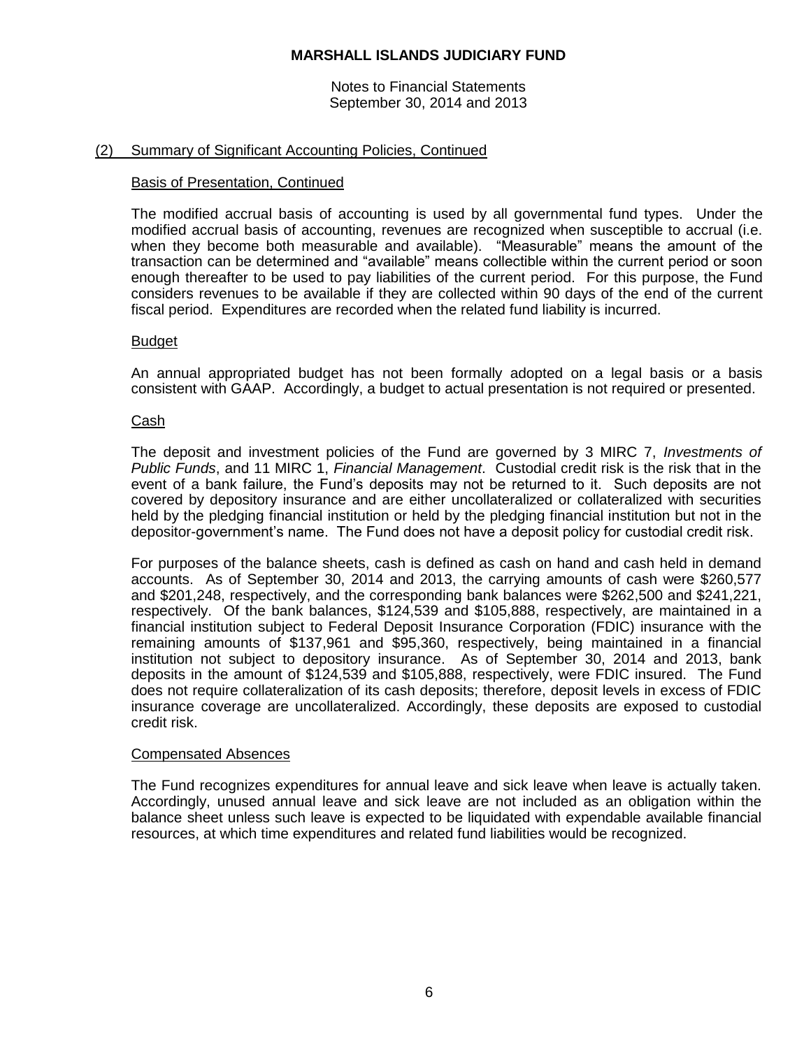## (2) Summary of Significant Accounting Policies, Continued

### Basis of Presentation, Continued

The modified accrual basis of accounting is used by all governmental fund types. Under the modified accrual basis of accounting, revenues are recognized when susceptible to accrual (i.e. when they become both measurable and available). "Measurable" means the amount of the transaction can be determined and "available" means collectible within the current period or soon enough thereafter to be used to pay liabilities of the current period. For this purpose, the Fund considers revenues to be available if they are collected within 90 days of the end of the current fiscal period. Expenditures are recorded when the related fund liability is incurred.

### Budget

An annual appropriated budget has not been formally adopted on a legal basis or a basis consistent with GAAP. Accordingly, a budget to actual presentation is not required or presented.

### Cash

The deposit and investment policies of the Fund are governed by 3 MIRC 7, *Investments of Public Funds*, and 11 MIRC 1, *Financial Management*. Custodial credit risk is the risk that in the event of a bank failure, the Fund's deposits may not be returned to it. Such deposits are not covered by depository insurance and are either uncollateralized or collateralized with securities held by the pledging financial institution or held by the pledging financial institution but not in the depositor-government's name. The Fund does not have a deposit policy for custodial credit risk.

For purposes of the balance sheets, cash is defined as cash on hand and cash held in demand accounts. As of September 30, 2014 and 2013, the carrying amounts of cash were $260,577 and $201,248, respectively, and the corresponding bank balances were $262,500 and $241,221, respectively. Of the bank balances, $124,539 and $105,888, respectively, are maintained in a financial institution subject to Federal Deposit Insurance Corporation (FDIC) insurance with the remaining amounts of $137,961 and $95,360, respectively, being maintained in a financial institution not subject to depository insurance. As of September 30, 2014 and 2013, bank deposits in the amount of $124,539 and $105,888, respectively, were FDIC insured. The Fund does not require collateralization of its cash deposits; therefore, deposit levels in excess of FDIC insurance coverage are uncollateralized. Accordingly, these deposits are exposed to custodial credit risk.

### Compensated Absences

The Fund recognizes expenditures for annual leave and sick leave when leave is actually taken. Accordingly, unused annual leave and sick leave are not included as an obligation within the balance sheet unless such leave is expected to be liquidated with expendable available financial resources, at which time expenditures and related fund liabilities would be recognized.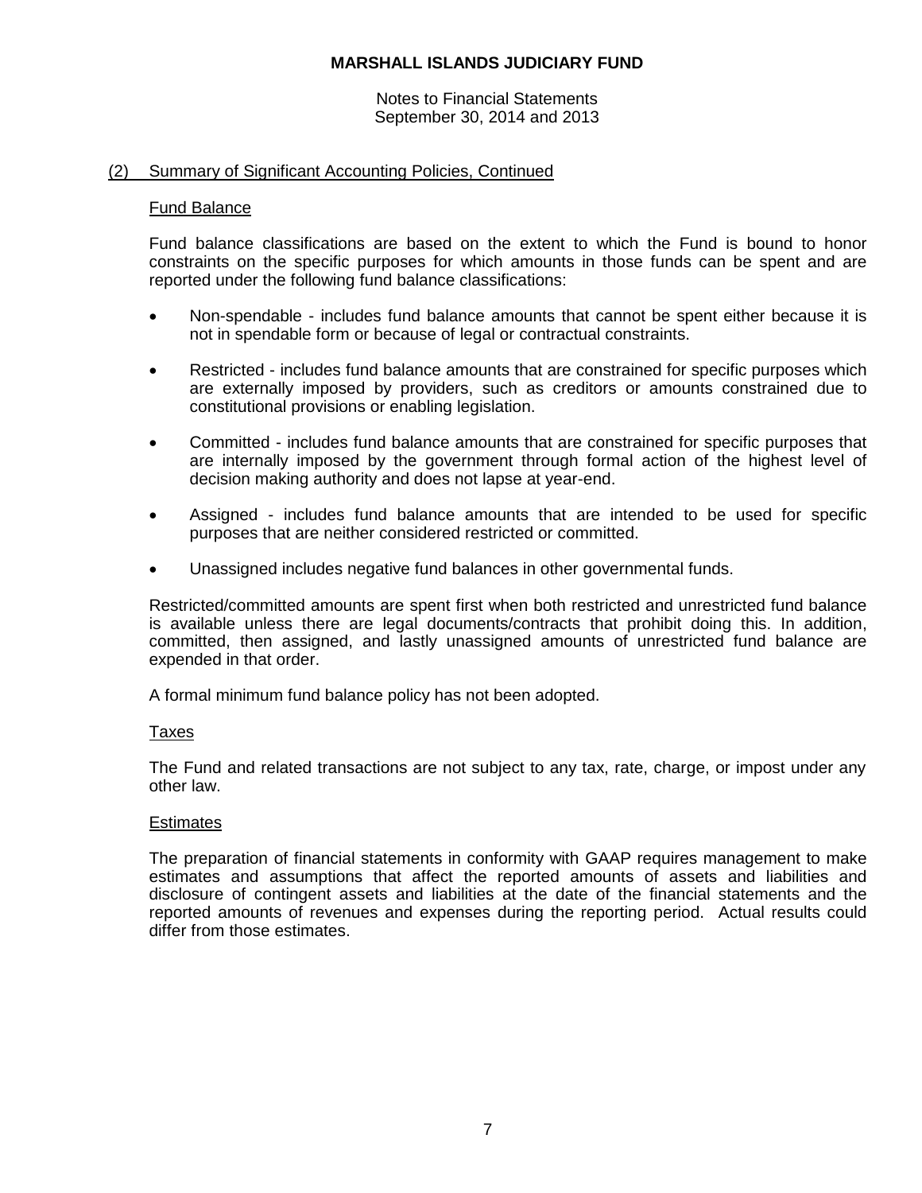**MARSHALL ISLANDS JUDICIARY FUND**

Notes to Financial Statements
September 30, 2014 and 2013

(2) Summary of Significant Accounting Policies, Continued

Fund Balance

Fund balance classifications are based on the extent to which the Fund is bound to honor constraints on the specific purposes for which amounts in those funds can be spent and are reported under the following fund balance classifications:

- Non-spendable - includes fund balance amounts that cannot be spent either because it is not in spendable form or because of legal or contractual constraints.

- Restricted - includes fund balance amounts that are constrained for specific purposes which are externally imposed by providers, such as creditors or amounts constrained due to constitutional provisions or enabling legislation.

- Committed - includes fund balance amounts that are constrained for specific purposes that are internally imposed by the government through formal action of the highest level of decision making authority and does not lapse at year-end.

- Assigned - includes fund balance amounts that are intended to be used for specific purposes that are neither considered restricted or committed.

- Unassigned includes negative fund balances in other governmental funds.

Restricted/committed amounts are spent first when both restricted and unrestricted fund balance is available unless there are legal documents/contracts that prohibit doing this. In addition, committed, then assigned, and lastly unassigned amounts of unrestricted fund balance are expended in that order.

A formal minimum fund balance policy has not been adopted.

Taxes

The Fund and related transactions are not subject to any tax, rate, charge, or impost under any other law.

Estimates

The preparation of financial statements in conformity with GAAP requires management to make estimates and assumptions that affect the reported amounts of assets and liabilities and disclosure of contingent assets and liabilities at the date of the financial statements and the reported amounts of revenues and expenses during the reporting period. Actual results could differ from those estimates.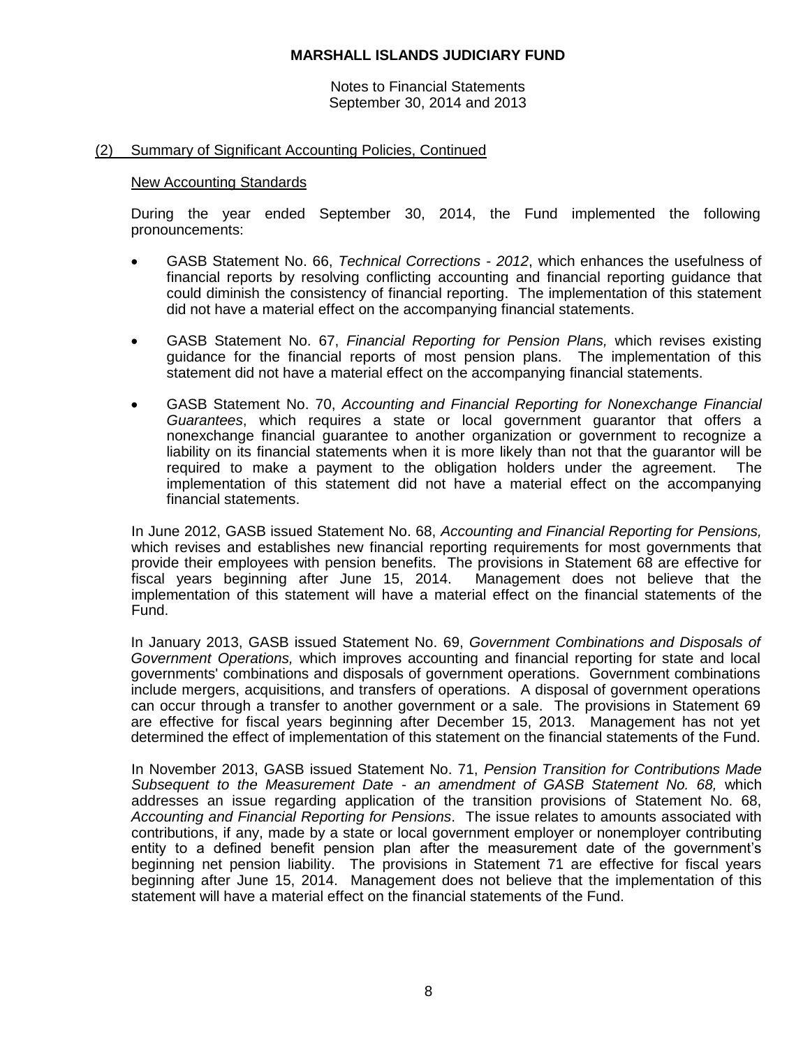# MARSHALL ISLANDS JUDICIARY FUND

Notes to Financial Statements
September 30, 2014 and 2013

## (2) Summary of Significant Accounting Policies, Continued

### New Accounting Standards

During the year ended September 30, 2014, the Fund implemented the following pronouncements:

- GASB Statement No. 66, *Technical Corrections - 2012*, which enhances the usefulness of financial reports by resolving conflicting accounting and financial reporting guidance that could diminish the consistency of financial reporting. The implementation of this statement did not have a material effect on the accompanying financial statements.

- GASB Statement No. 67, *Financial Reporting for Pension Plans,* which revises existing guidance for the financial reports of most pension plans. The implementation of this statement did not have a material effect on the accompanying financial statements.

- GASB Statement No. 70, *Accounting and Financial Reporting for Nonexchange Financial Guarantees*, which requires a state or local government guarantor that offers a nonexchange financial guarantee to another organization or government to recognize a liability on its financial statements when it is more likely than not that the guarantor will be required to make a payment to the obligation holders under the agreement. The implementation of this statement did not have a material effect on the accompanying financial statements.

In June 2012, GASB issued Statement No. 68, *Accounting and Financial Reporting for Pensions,* which revises and establishes new financial reporting requirements for most governments that provide their employees with pension benefits. The provisions in Statement 68 are effective for fiscal years beginning after June 15, 2014. Management does not believe that the implementation of this statement will have a material effect on the financial statements of the Fund.

In January 2013, GASB issued Statement No. 69, *Government Combinations and Disposals of Government Operations,* which improves accounting and financial reporting for state and local governments' combinations and disposals of government operations. Government combinations include mergers, acquisitions, and transfers of operations. A disposal of government operations can occur through a transfer to another government or a sale. The provisions in Statement 69 are effective for fiscal years beginning after December 15, 2013. Management has not yet determined the effect of implementation of this statement on the financial statements of the Fund.

In November 2013, GASB issued Statement No. 71, *Pension Transition for Contributions Made Subsequent to the Measurement Date - an amendment of GASB Statement No. 68,* which addresses an issue regarding application of the transition provisions of Statement No. 68, *Accounting and Financial Reporting for Pensions*. The issue relates to amounts associated with contributions, if any, made by a state or local government employer or nonemployer contributing entity to a defined benefit pension plan after the measurement date of the government's beginning net pension liability. The provisions in Statement 71 are effective for fiscal years beginning after June 15, 2014. Management does not believe that the implementation of this statement will have a material effect on the financial statements of the Fund.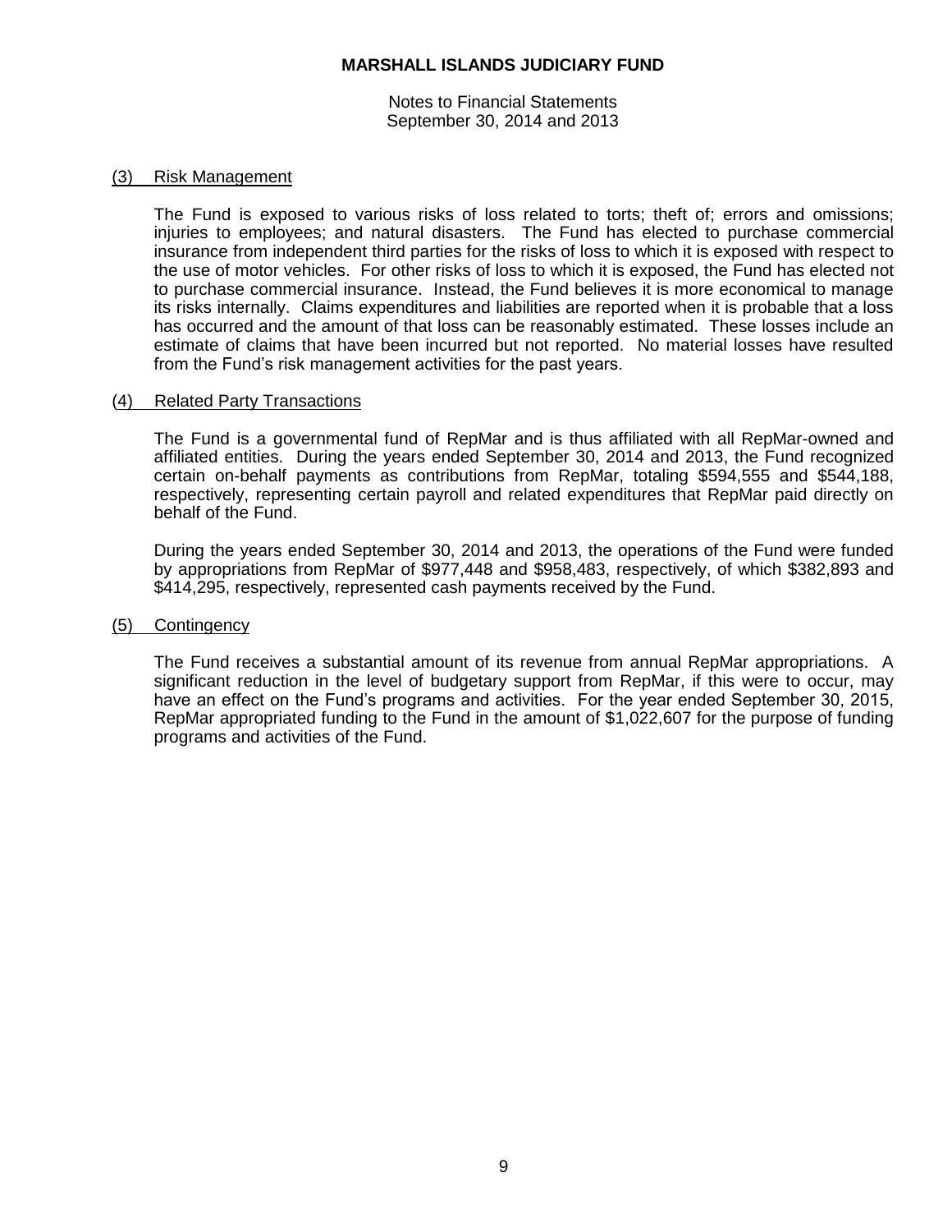# MARSHALL ISLANDS JUDICIARY FUND

Notes to Financial Statements
September 30, 2014 and 2013

## (3) Risk Management

The Fund is exposed to various risks of loss related to torts; theft of; errors and omissions; injuries to employees; and natural disasters. The Fund has elected to purchase commercial insurance from independent third parties for the risks of loss to which it is exposed with respect to the use of motor vehicles. For other risks of loss to which it is exposed, the Fund has elected not to purchase commercial insurance. Instead, the Fund believes it is more economical to manage its risks internally. Claims expenditures and liabilities are reported when it is probable that a loss has occurred and the amount of that loss can be reasonably estimated. These losses include an estimate of claims that have been incurred but not reported. No material losses have resulted from the Fund's risk management activities for the past years.

## (4) Related Party Transactions

The Fund is a governmental fund of RepMar and is thus affiliated with all RepMar-owned and affiliated entities. During the years ended September 30, 2014 and 2013, the Fund recognized certain on-behalf payments as contributions from RepMar, totaling \$594,555 and \$544,188, respectively, representing certain payroll and related expenditures that RepMar paid directly on behalf of the Fund.

During the years ended September 30, 2014 and 2013, the operations of the Fund were funded by appropriations from RepMar of \$977,448 and \$958,483, respectively, of which \$382,893 and \$414,295, respectively, represented cash payments received by the Fund.

## (5) Contingency

The Fund receives a substantial amount of its revenue from annual RepMar appropriations. A significant reduction in the level of budgetary support from RepMar, if this were to occur, may have an effect on the Fund's programs and activities. For the year ended September 30, 2015, RepMar appropriated funding to the Fund in the amount of \$1,022,607 for the purpose of funding programs and activities of the Fund.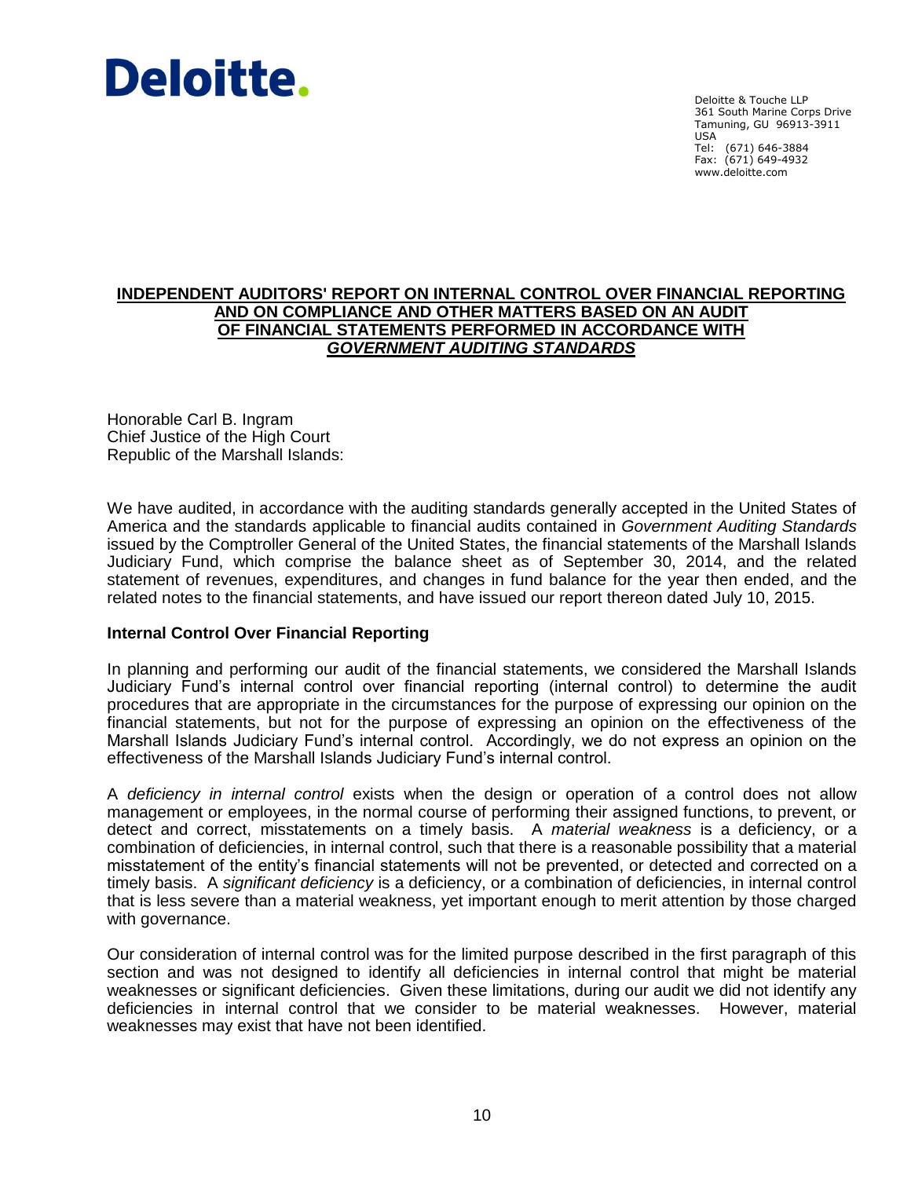**Deloitte.**

Deloitte & Touche LLP
361 South Marine Corps Drive
Tamuning, GU 96913-3911
USA
Tel: (671) 646-3884
Fax: (671) 649-4932
www.deloitte.com

## INDEPENDENT AUDITORS' REPORT ON INTERNAL CONTROL OVER FINANCIAL REPORTING AND ON COMPLIANCE AND OTHER MATTERS BASED ON AN AUDIT OF FINANCIAL STATEMENTS PERFORMED IN ACCORDANCE WITH *GOVERNMENT AUDITING STANDARDS*

Honorable Carl B. Ingram
Chief Justice of the High Court
Republic of the Marshall Islands:

We have audited, in accordance with the auditing standards generally accepted in the United States of America and the standards applicable to financial audits contained in *Government Auditing Standards* issued by the Comptroller General of the United States, the financial statements of the Marshall Islands Judiciary Fund, which comprise the balance sheet as of September 30, 2014, and the related statement of revenues, expenditures, and changes in fund balance for the year then ended, and the related notes to the financial statements, and have issued our report thereon dated July 10, 2015.

### Internal Control Over Financial Reporting

In planning and performing our audit of the financial statements, we considered the Marshall Islands Judiciary Fund's internal control over financial reporting (internal control) to determine the audit procedures that are appropriate in the circumstances for the purpose of expressing our opinion on the financial statements, but not for the purpose of expressing an opinion on the effectiveness of the Marshall Islands Judiciary Fund's internal control. Accordingly, we do not express an opinion on the effectiveness of the Marshall Islands Judiciary Fund's internal control.

A *deficiency in internal control* exists when the design or operation of a control does not allow management or employees, in the normal course of performing their assigned functions, to prevent, or detect and correct, misstatements on a timely basis. A *material weakness* is a deficiency, or a combination of deficiencies, in internal control, such that there is a reasonable possibility that a material misstatement of the entity's financial statements will not be prevented, or detected and corrected on a timely basis. A *significant deficiency* is a deficiency, or a combination of deficiencies, in internal control that is less severe than a material weakness, yet important enough to merit attention by those charged with governance.

Our consideration of internal control was for the limited purpose described in the first paragraph of this section and was not designed to identify all deficiencies in internal control that might be material weaknesses or significant deficiencies. Given these limitations, during our audit we did not identify any deficiencies in internal control that we consider to be material weaknesses. However, material weaknesses may exist that have not been identified.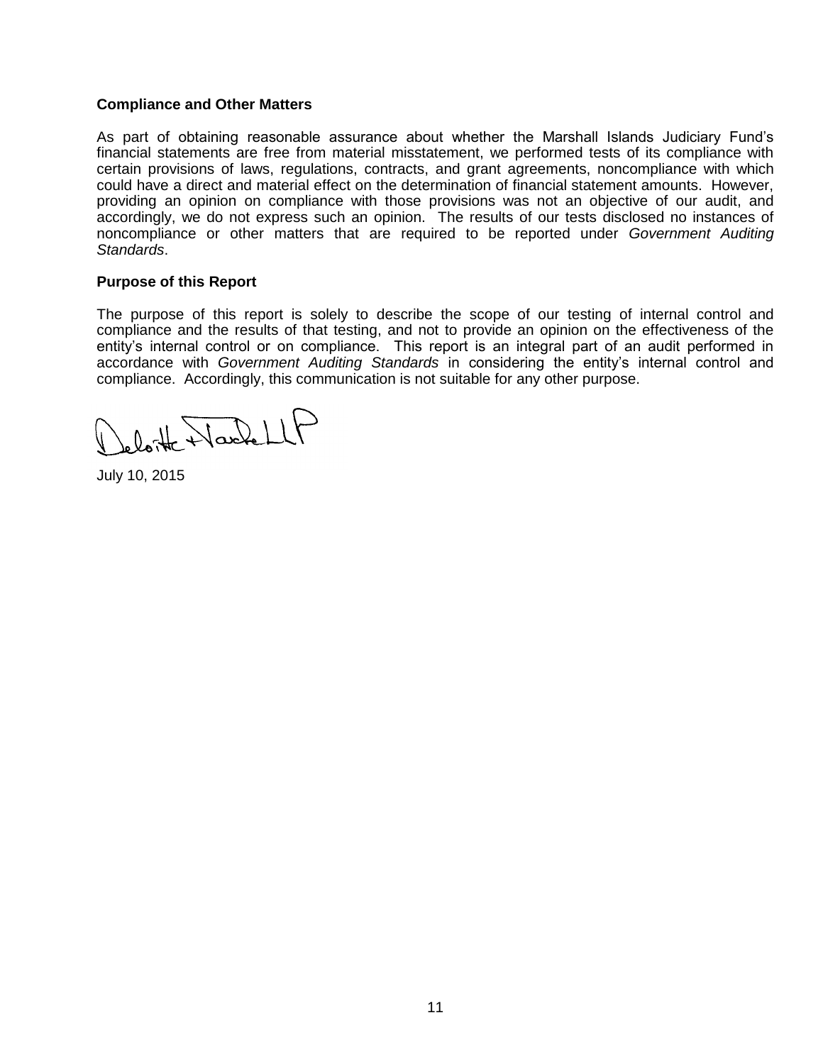## Compliance and Other Matters

As part of obtaining reasonable assurance about whether the Marshall Islands Judiciary Fund's financial statements are free from material misstatement, we performed tests of its compliance with certain provisions of laws, regulations, contracts, and grant agreements, noncompliance with which could have a direct and material effect on the determination of financial statement amounts. However, providing an opinion on compliance with those provisions was not an objective of our audit, and accordingly, we do not express such an opinion. The results of our tests disclosed no instances of noncompliance or other matters that are required to be reported under *Government Auditing Standards*.

## Purpose of this Report

The purpose of this report is solely to describe the scope of our testing of internal control and compliance and the results of that testing, and not to provide an opinion on the effectiveness of the entity's internal control or on compliance. This report is an integral part of an audit performed in accordance with *Government Auditing Standards* in considering the entity's internal control and compliance. Accordingly, this communication is not suitable for any other purpose.

Deloitte + Touche LLP

July 10, 2015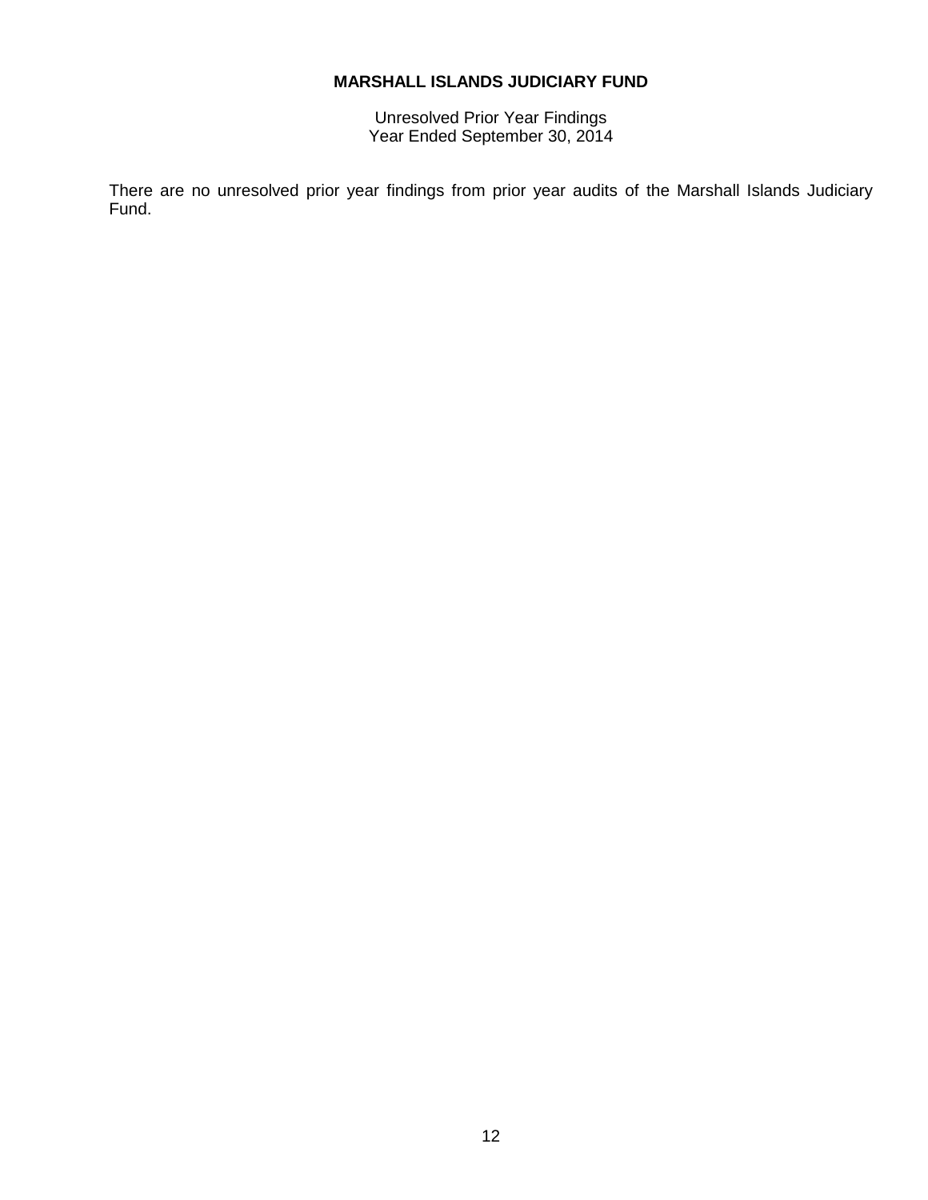**MARSHALL ISLANDS JUDICIARY FUND**

Unresolved Prior Year Findings
Year Ended September 30, 2014

There are no unresolved prior year findings from prior year audits of the Marshall Islands Judiciary Fund.